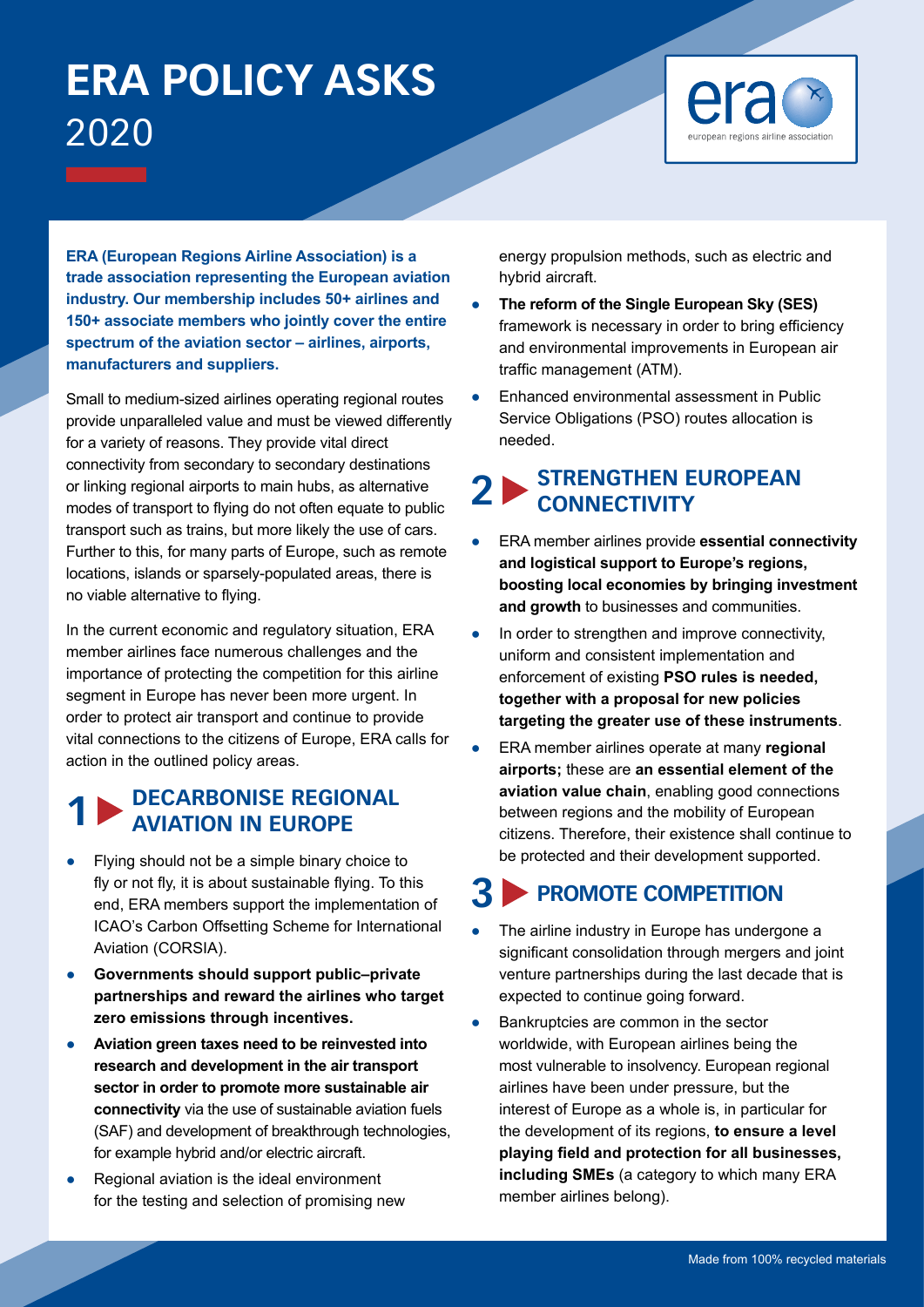# ERA POLICY ASKS 2020

**ERA (European Regions Airline Association) is a trade association representing the European aviation industry. Our membership includes 50+ airlines and 150+ associate members who jointly cover the entire spectrum of the aviation sector – airlines, airports, manufacturers and suppliers.**

Small to medium-sized airlines operating regional routes provide unparalleled value and must be viewed differently for a variety of reasons. They provide vital direct connectivity from secondary to secondary destinations or linking regional airports to main hubs, as alternative modes of transport to flying do not often equate to public transport such as trains, but more likely the use of cars. Further to this, for many parts of Europe, such as remote locations, islands or sparsely-populated areas, there is no viable alternative to flying.

In the current economic and regulatory situation, ERA member airlines face numerous challenges and the importance of protecting the competition for this airline segment in Europe has never been more urgent. In order to protect air transport and continue to provide vital connections to the citizens of Europe, ERA calls for action in the outlined policy areas.

## 1 DECARBONISE REGIONAL AVIATION IN EUROPE

- Flying should not be a simple binary choice to fly or not fly, it is about sustainable flying. To this end, ERA members support the implementation of ICAO's Carbon Offsetting Scheme for International Aviation (CORSIA).
- **Governments should support public–private partnerships and reward the airlines who target zero emissions through incentives.**
- **Aviation green taxes need to be reinvested into research and development in the air transport sector in order to promote more sustainable air connectivity** via the use of sustainable aviation fuels (SAF) and development of breakthrough technologies, for example hybrid and/or electric aircraft.
- Regional aviation is the ideal environment for the testing and selection of promising new energy propulsion methods, such as electric and hybrid aircraft.
- **The reform of the Single European Sky (SES)** framework is necessary in order to bring efficiency and environmental improvements in European air traffic management (ATM).
- Enhanced environmental assessment in Public Service Obligations (PSO) routes allocation is needed.

## 2 STRENGTHEN EUROPEAN CONNECTIVITY

- ERA member airlines provide **essential connectivity and logistical support to Europe's regions, boosting local economies by bringing investment and growth** to businesses and communities.
- In order to strengthen and improve connectivity, uniform and consistent implementation and enforcement of existing **PSO rules is needed, together with a proposal for new policies targeting the greater use of these instruments**.
- ERA member airlines operate at many **regional airports;** these are **an essential element of the aviation value chain**, enabling good connections between regions and the mobility of European citizens. Therefore, their existence shall continue to be protected and their development supported.

## 3 PROMOTE COMPETITION

- The airline industry in Europe has undergone a significant consolidation through mergers and joint venture partnerships during the last decade that is expected to continue going forward.
- Bankruptcies are common in the sector worldwide, with European airlines being the most vulnerable to insolvency. European regional airlines have been under pressure, but the interest of Europe as a whole is, in particular for the development of its regions, **to ensure a level playing field and protection for all businesses, including SMEs** (a category to which many ERA member airlines belong).

Made from 100% recycled materials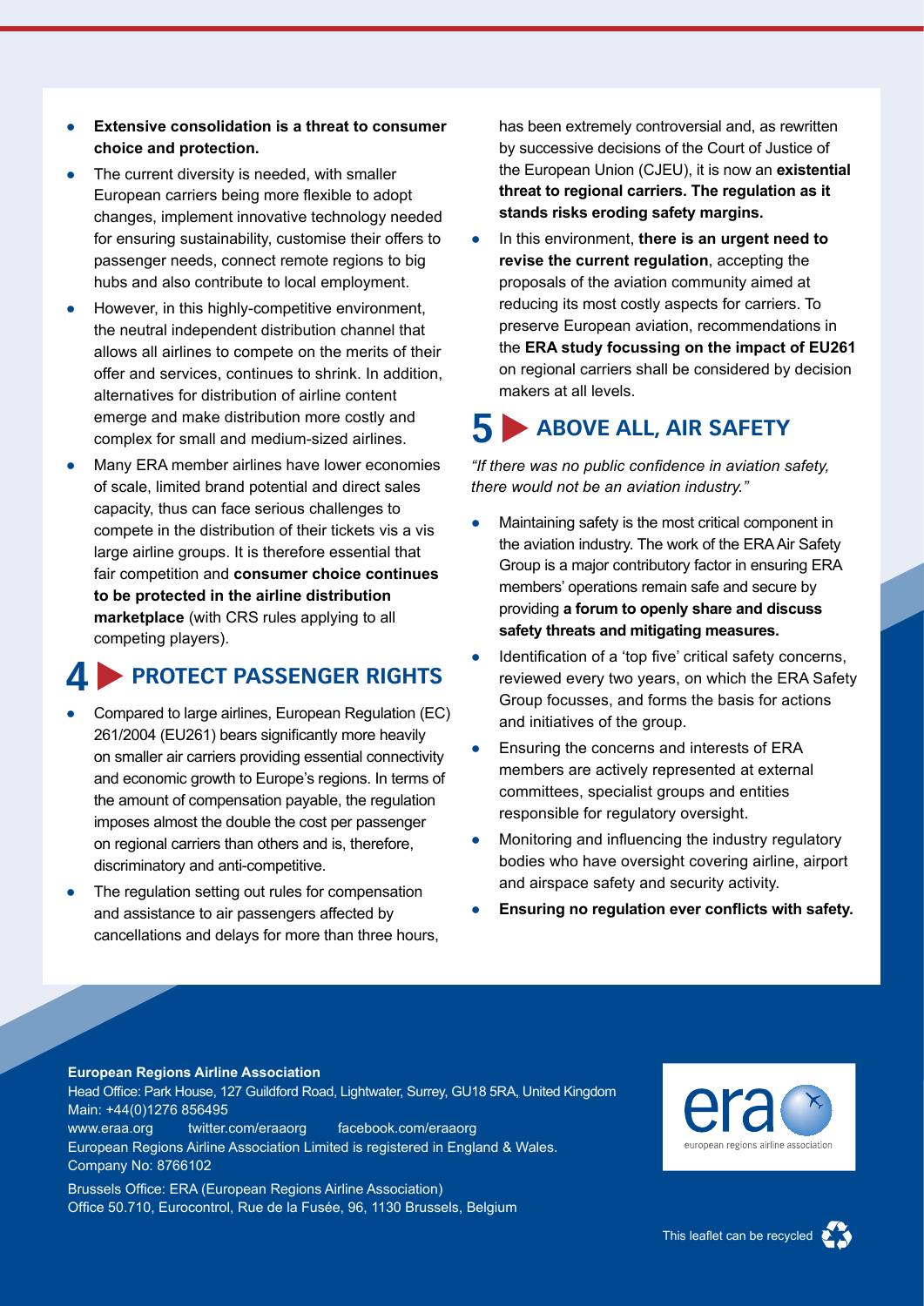- **Extensive consolidation is a threat to consumer choice and protection.**
- The current diversity is needed, with smaller European carriers being more flexible to adopt changes, implement innovative technology needed for ensuring sustainability, customise their offers to passenger needs, connect remote regions to big hubs and also contribute to local employment.
- However, in this highly-competitive environment, the neutral independent distribution channel that allows all airlines to compete on the merits of their offer and services, continues to shrink. In addition, alternatives for distribution of airline content emerge and make distribution more costly and complex for small and medium-sized airlines.
- Many ERA member airlines have lower economies of scale, limited brand potential and direct sales capacity, thus can face serious challenges to compete in the distribution of their tickets vis a vis large airline groups. It is therefore essential that fair competition and **consumer choice continues to be protected in the airline distribution marketplace** (with CRS rules applying to all competing players).

## 4 PROTECT PASSENGER RIGHTS

- Compared to large airlines, European Regulation (EC) 261/2004 (EU261) bears significantly more heavily on smaller air carriers providing essential connectivity and economic growth to Europe's regions. In terms of the amount of compensation payable, the regulation imposes almost the double the cost per passenger on regional carriers than others and is, therefore, discriminatory and anti-competitive.
- The regulation setting out rules for compensation and assistance to air passengers affected by cancellations and delays for more than three hours, has been extremely controversial and, as rewritten by successive decisions of the Court of Justice of the European Union (CJEU), it is now an **existential threat to regional carriers. The regulation as it stands risks eroding safety margins.**
- In this environment, **there is an urgent need to revise the current regulation**, accepting the proposals of the aviation community aimed at reducing its most costly aspects for carriers. To preserve European aviation, recommendations in the **ERA study focussing on the impact of EU261** on regional carriers shall be considered by decision makers at all levels.

## 5 ABOVE ALL, AIR SAFETY

*"If there was no public confidence in aviation safety, there would not be an aviation industry."*

- Maintaining safety is the most critical component in the aviation industry. The work of the ERA Air Safety Group is a major contributory factor in ensuring ERA members' operations remain safe and secure by providing **a forum to openly share and discuss safety threats and mitigating measures.**
- Identification of a 'top five' critical safety concerns, reviewed every two years, on which the ERA Safety Group focusses, and forms the basis for actions and initiatives of the group.
- Ensuring the concerns and interests of ERA members are actively represented at external committees, specialist groups and entities responsible for regulatory oversight.
- Monitoring and influencing the industry regulatory bodies who have oversight covering airline, airport and airspace safety and security activity.
- **Ensuring no regulation ever conflicts with safety.**

**European Regions Airline Association**
Head Office: Park House, 127 Guildford Road, Lightwater, Surrey, GU18 5RA, United Kingdom
Main: +44(0)1276 856495
www.eraa.org twitter.com/eraaorg facebook.com/eraaorg
European Regions Airline Association Limited is registered in England & Wales.
Company No: 8766102

Brussels Office: ERA (European Regions Airline Association)
Office 50.710, Eurocontrol, Rue de la Fusée, 96, 1130 Brussels, Belgium

era
european regions airline association

This leaflet can be recycled